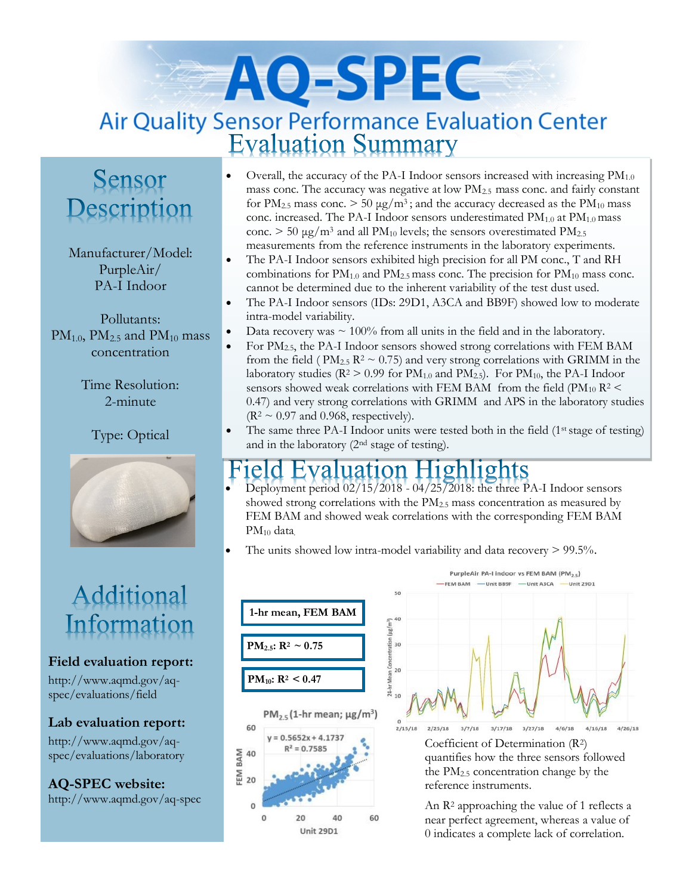# AQ-SPEC

## Air Quality Sensor Performance Evaluation Center

## Evaluation Summary

## Sensor Description

Manufacturer/Model: PurpleAir/ PA-I Indoor

Pollutants: $PM_{1.0}$, $PM_{2.5}$ and $PM_{10}$ mass concentration

Time Resolution: 2-minute

Type: Optical

- Overall, the accuracy of the PA-I Indoor sensors increased with increasing $PM_{1.0}$ mass conc. The accuracy was negative at low $PM_{2.5}$ mass conc. and fairly constant for $PM_{2.5}$ mass conc. > 50 µg/m$^3$; and the accuracy decreased as the $PM_{10}$ mass conc. increased. The PA-I Indoor sensors underestimated $PM_{1.0}$ at $PM_{1.0}$ mass conc. > 50 µg/m$^3$ and all $PM_{10}$ levels; the sensors overestimated $PM_{2.5}$ measurements from the reference instruments in the laboratory experiments.
- The PA-I Indoor sensors exhibited high precision for all PM conc., T and RH combinations for $PM_{1.0}$ and $PM_{2.5}$ mass conc. The precision for $PM_{10}$ mass conc. cannot be determined due to the inherent variability of the test dust used.
- The PA-I Indoor sensors (IDs: 29D1, A3CA and BB9F) showed low to moderate intra-model variability.
- Data recovery was ~ 100% from all units in the field and in the laboratory.
- For $PM_{2.5}$, the PA-I Indoor sensors showed strong correlations with FEM BAM from the field ( $PM_{2.5}$ $R^2$ ~ 0.75) and very strong correlations with GRIMM in the laboratory studies ($R^2$ > 0.99 for $PM_{1.0}$ and $PM_{2.5}$). For $PM_{10}$, the PA-I Indoor sensors showed weak correlations with FEM BAM from the field ($PM_{10}$ $R^2$ < 0.47) and very strong correlations with GRIMM and APS in the laboratory studies ($R^2$ ~ 0.97 and 0.968, respectively).
- The same three PA-I Indoor units were tested both in the field (1st stage of testing) and in the laboratory (2nd stage of testing).

## Field Evaluation Highlights

- Deployment period 02/15/2018 - 04/25/2018: the three PA-I Indoor sensors showed strong correlations with the $PM_{2.5}$ mass concentration as measured by FEM BAM and showed weak correlations with the corresponding FEM BAM $PM_{10}$ data.
- The units showed low intra-model variability and data recovery > 99.5%.

**1-hr mean, FEM BAM**

**$PM_{2.5}$: $R^2$ ~ 0.75**

**$PM_{10}$: $R^2$ < 0.47**

$PM_{2.5}$ (1-hr mean; µg/m$^3$)

$y = 0.5652x + 4.1737$
$R^2 = 0.7585$

PurpleAir PA-I indoor vs FEM BAM ($PM_{2.5}$)

Coefficient of Determination ($R^2$) quantifies how the three sensors followed the $PM_{2.5}$ concentration change by the reference instruments.

An $R^2$ approaching the value of 1 reflects a near perfect agreement, whereas a value of 0 indicates a complete lack of correlation.

## Additional Information

**Field evaluation report:**
http://www.aqmd.gov/aq-spec/evaluations/field

**Lab evaluation report:**
http://www.aqmd.gov/aq-spec/evaluations/laboratory

**AQ-SPEC website:**
http://www.aqmd.gov/aq-spec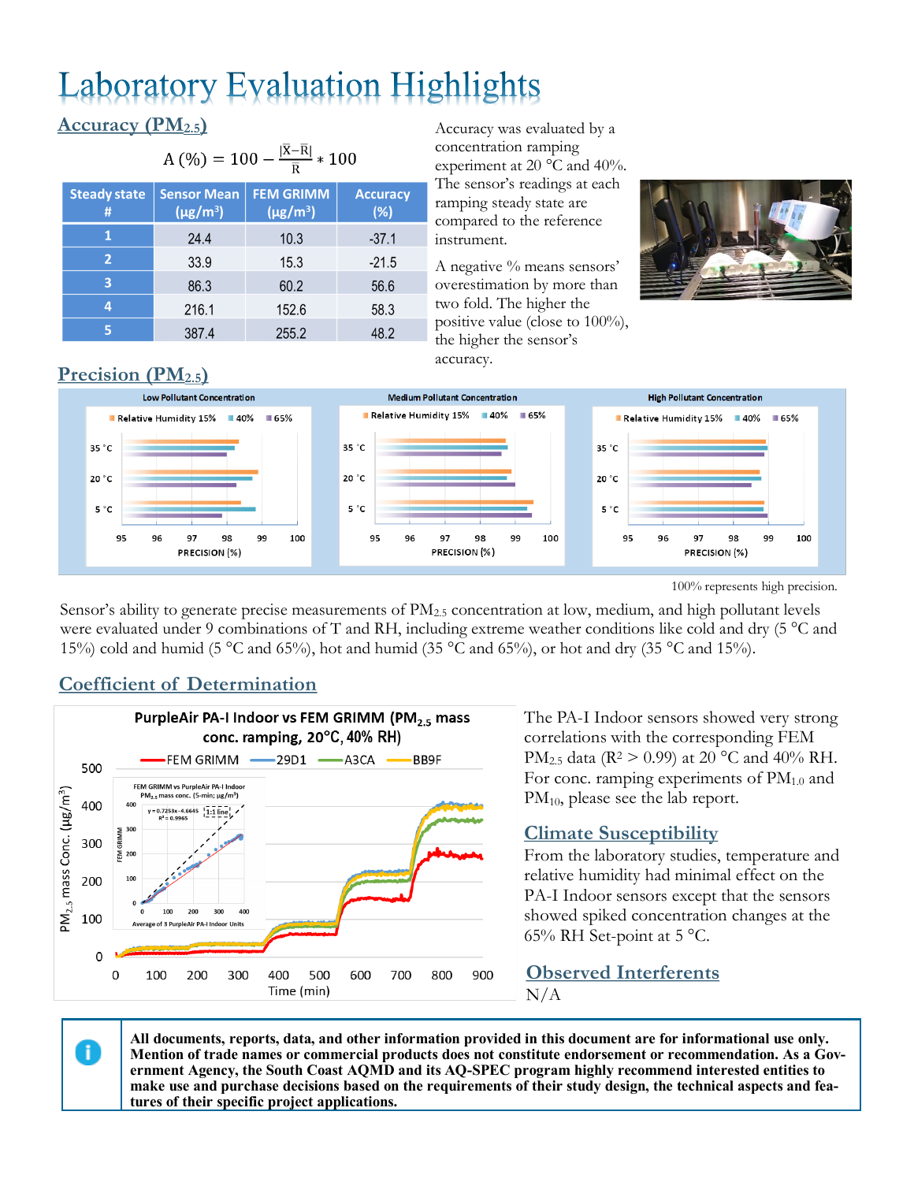# Laboratory Evaluation Highlights

## Accuracy ($PM_{2.5}$)

$$A\,(\%) = 100 - \frac{|\overline{X} - \overline{R}|}{\overline{R}} * 100$$

| Steady state # | Sensor Mean (µg/m³) | FEM GRIMM (µg/m³) | Accuracy (%) |
|---|---|---|---|
| 1 | 24.4 | 10.3 | -37.1 |
| 2 | 33.9 | 15.3 | -21.5 |
| 3 | 86.3 | 60.2 | 56.6 |
| 4 | 216.1 | 152.6 | 58.3 |
| 5 | 387.4 | 255.2 | 48.2 |

Accuracy was evaluated by a concentration ramping experiment at 20 °C and 40%. The sensor's readings at each ramping steady state are compared to the reference instrument.

A negative % means sensors' overestimation by more than two fold. The higher the positive value (close to 100%), the higher the sensor's accuracy.

## Precision ($PM_{2.5}$)

Low Pollutant Concentration
Relative Humidity 15% 40% 65%
35 °C
20 °C
5 °C
95 96 97 98 99 100
PRECISION (%)

Medium Pollutant Concentration
Relative Humidity 15% 40% 65%
35 °C
20 °C
5 °C
95 96 97 98 99 100
PRECISION (%)

High Pollutant Concentration
Relative Humidity 15% 40% 65%
35 °C
20 °C
5 °C
95 96 97 98 99 100
PRECISION (%)

100% represents high precision.

Sensor's ability to generate precise measurements of $PM_{2.5}$ concentration at low, medium, and high pollutant levels were evaluated under 9 combinations of T and RH, including extreme weather conditions like cold and dry (5 °C and 15%) cold and humid (5 °C and 65%), hot and humid (35 °C and 65%), or hot and dry (35 °C and 15%).

## Coefficient of Determination

PurpleAir PA-I Indoor vs FEM GRIMM ($PM_{2.5}$ mass conc. ramping, 20°C, 40% RH)
FEM GRIMM 29D1 A3CA BB9F
$PM_{2.5}$ mass Conc. (µg/m³)
Time (min)
0 100 200 300 400 500 600 700 800 900
0 100 200 300 400 500

FEM GRIMM vs PurpleAir PA-I Indoor $PM_{2.5}$ mass conc. (5-min; µg/m³)
y = 0.7253x - 4.6645
$R^2$ = 0.9965
1:1 line
FEM GRIMM
Average of 3 PurpleAir PA-I Indoor Units

The PA-I Indoor sensors showed very strong correlations with the corresponding FEM $PM_{2.5}$ data ($R^2 > 0.99$) at 20 °C and 40% RH. For conc. ramping experiments of $PM_{1.0}$ and $PM_{10}$, please see the lab report.

## Climate Susceptibility

From the laboratory studies, temperature and relative humidity had minimal effect on the PA-I Indoor sensors except that the sensors showed spiked concentration changes at the 65% RH Set-point at 5 °C.

## Observed Interferents

N/A

**All documents, reports, data, and other information provided in this document are for informational use only. Mention of trade names or commercial products does not constitute endorsement or recommendation. As a Government Agency, the South Coast AQMD and its AQ-SPEC program highly recommend interested entities to make use and purchase decisions based on the requirements of their study design, the technical aspects and features of their specific project applications.**